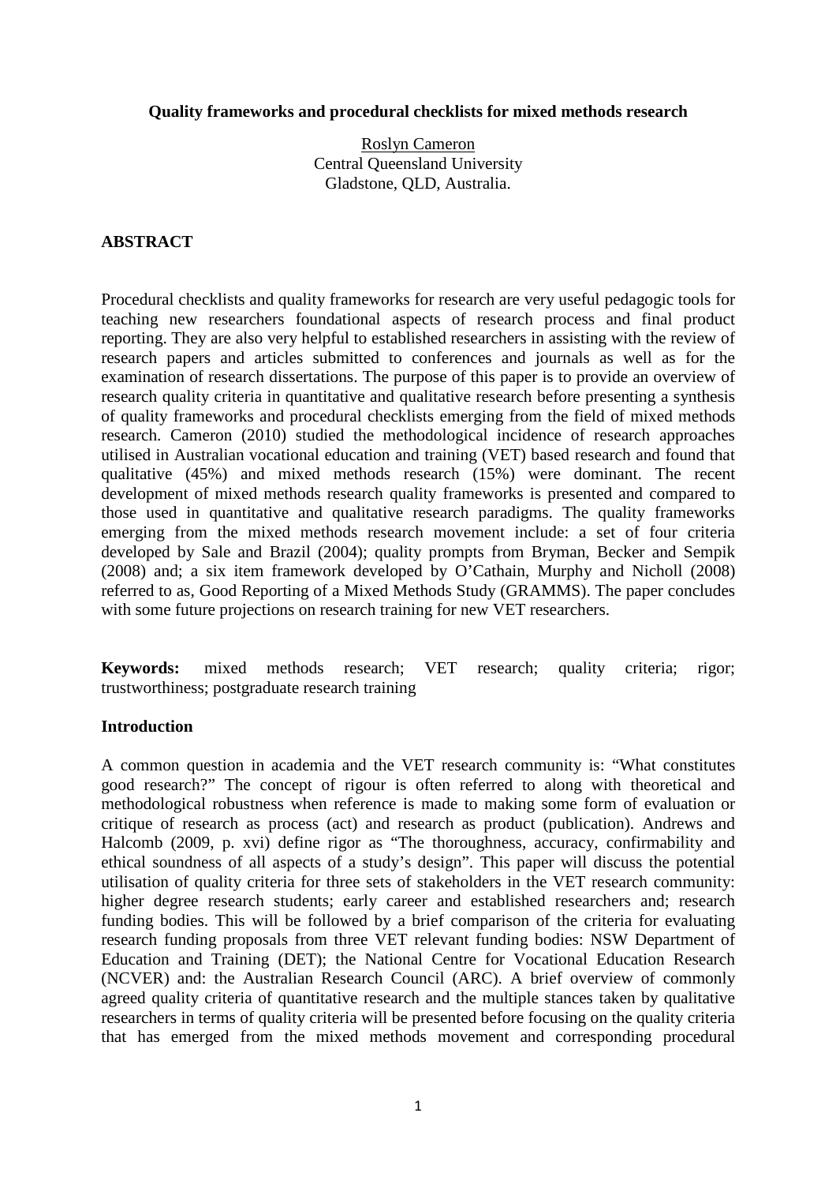# Quality frameworks and procedural checklists for mixed methods research

Roslyn Cameron
Central Queensland University
Gladstone, QLD, Australia.

## ABSTRACT

Procedural checklists and quality frameworks for research are very useful pedagogic tools for teaching new researchers foundational aspects of research process and final product reporting. They are also very helpful to established researchers in assisting with the review of research papers and articles submitted to conferences and journals as well as for the examination of research dissertations. The purpose of this paper is to provide an overview of research quality criteria in quantitative and qualitative research before presenting a synthesis of quality frameworks and procedural checklists emerging from the field of mixed methods research. Cameron (2010) studied the methodological incidence of research approaches utilised in Australian vocational education and training (VET) based research and found that qualitative (45%) and mixed methods research (15%) were dominant. The recent development of mixed methods research quality frameworks is presented and compared to those used in quantitative and qualitative research paradigms. The quality frameworks emerging from the mixed methods research movement include: a set of four criteria developed by Sale and Brazil (2004); quality prompts from Bryman, Becker and Sempik (2008) and; a six item framework developed by O'Cathain, Murphy and Nicholl (2008) referred to as, Good Reporting of a Mixed Methods Study (GRAMMS). The paper concludes with some future projections on research training for new VET researchers.

**Keywords:** mixed methods research; VET research; quality criteria; rigor; trustworthiness; postgraduate research training

## Introduction

A common question in academia and the VET research community is: "What constitutes good research?" The concept of rigour is often referred to along with theoretical and methodological robustness when reference is made to making some form of evaluation or critique of research as process (act) and research as product (publication). Andrews and Halcomb (2009, p. xvi) define rigor as "The thoroughness, accuracy, confirmability and ethical soundness of all aspects of a study's design". This paper will discuss the potential utilisation of quality criteria for three sets of stakeholders in the VET research community: higher degree research students; early career and established researchers and; research funding bodies. This will be followed by a brief comparison of the criteria for evaluating research funding proposals from three VET relevant funding bodies: NSW Department of Education and Training (DET); the National Centre for Vocational Education Research (NCVER) and: the Australian Research Council (ARC). A brief overview of commonly agreed quality criteria of quantitative research and the multiple stances taken by qualitative researchers in terms of quality criteria will be presented before focusing on the quality criteria that has emerged from the mixed methods movement and corresponding procedural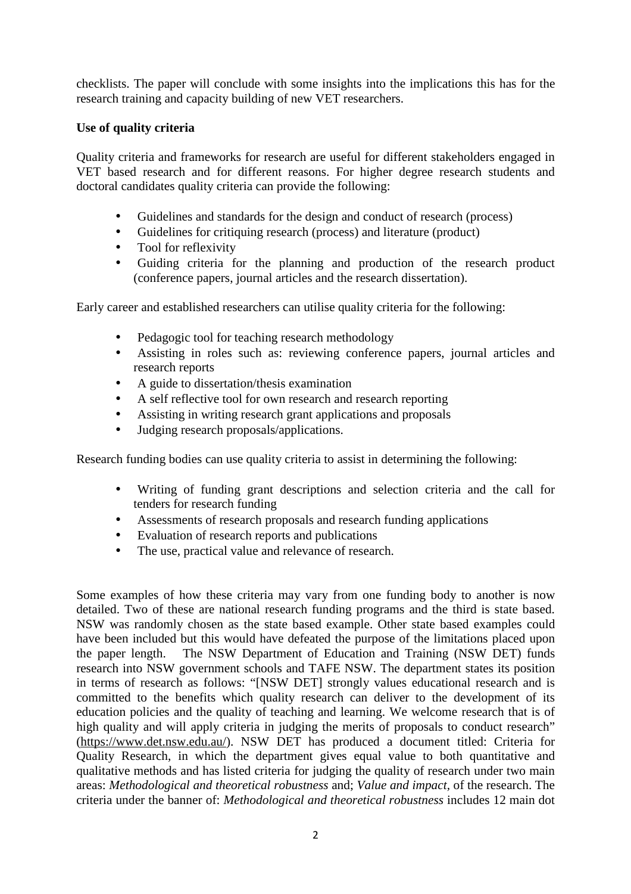checklists. The paper will conclude with some insights into the implications this has for the research training and capacity building of new VET researchers.

**Use of quality criteria**

Quality criteria and frameworks for research are useful for different stakeholders engaged in VET based research and for different reasons. For higher degree research students and doctoral candidates quality criteria can provide the following:

- Guidelines and standards for the design and conduct of research (process)
- Guidelines for critiquing research (process) and literature (product)
- Tool for reflexivity
- Guiding criteria for the planning and production of the research product (conference papers, journal articles and the research dissertation).

Early career and established researchers can utilise quality criteria for the following:

- Pedagogic tool for teaching research methodology
- Assisting in roles such as: reviewing conference papers, journal articles and research reports
- A guide to dissertation/thesis examination
- A self reflective tool for own research and research reporting
- Assisting in writing research grant applications and proposals
- Judging research proposals/applications.

Research funding bodies can use quality criteria to assist in determining the following:

- Writing of funding grant descriptions and selection criteria and the call for tenders for research funding
- Assessments of research proposals and research funding applications
- Evaluation of research reports and publications
- The use, practical value and relevance of research.

Some examples of how these criteria may vary from one funding body to another is now detailed. Two of these are national research funding programs and the third is state based. NSW was randomly chosen as the state based example. Other state based examples could have been included but this would have defeated the purpose of the limitations placed upon the paper length. The NSW Department of Education and Training (NSW DET) funds research into NSW government schools and TAFE NSW. The department states its position in terms of research as follows: "[NSW DET] strongly values educational research and is committed to the benefits which quality research can deliver to the development of its education policies and the quality of teaching and learning. We welcome research that is of high quality and will apply criteria in judging the merits of proposals to conduct research" (https://www.det.nsw.edu.au/). NSW DET has produced a document titled: Criteria for Quality Research, in which the department gives equal value to both quantitative and qualitative methods and has listed criteria for judging the quality of research under two main areas: *Methodological and theoretical robustness* and; *Value and impact,* of the research. The criteria under the banner of: *Methodological and theoretical robustness* includes 12 main dot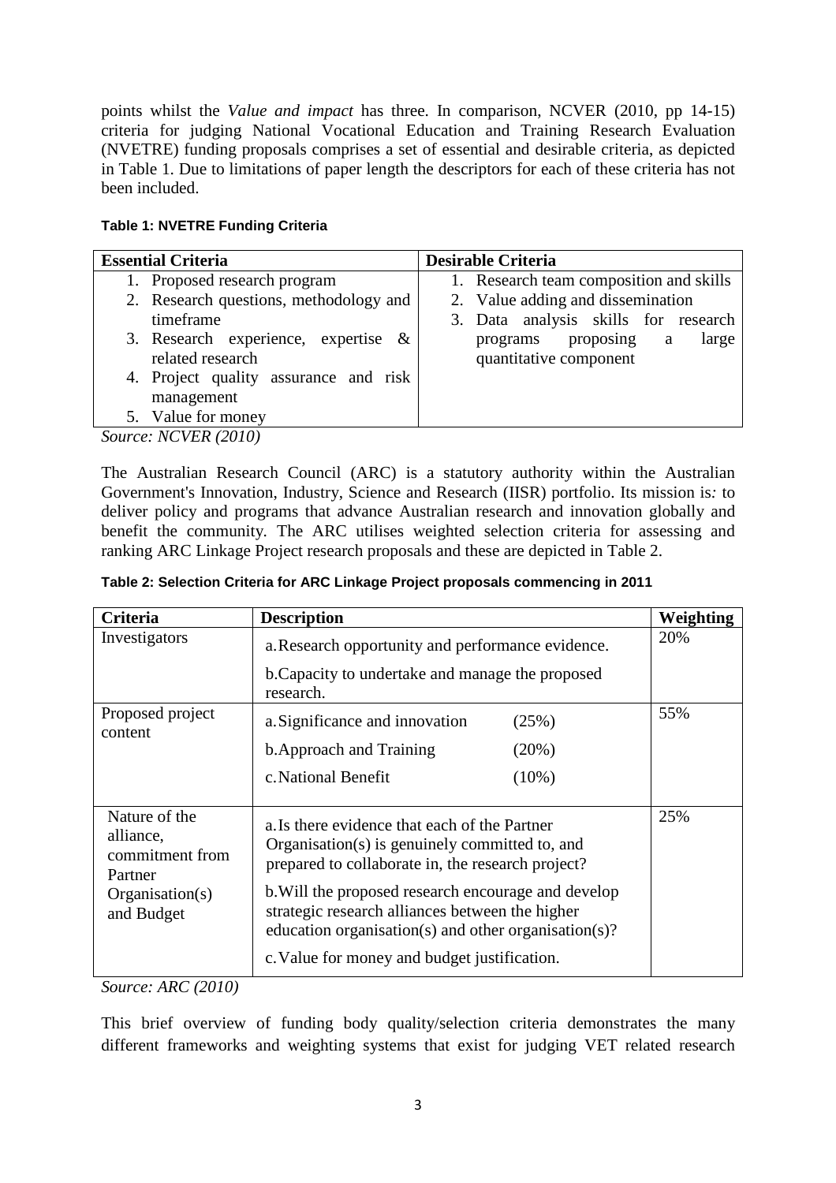points whilst the *Value and impact* has three. In comparison, NCVER (2010, pp 14-15) criteria for judging National Vocational Education and Training Research Evaluation (NVETRE) funding proposals comprises a set of essential and desirable criteria, as depicted in Table 1. Due to limitations of paper length the descriptors for each of these criteria has not been included.

**Table 1: NVETRE Funding Criteria**

| Essential Criteria | Desirable Criteria |
|---|---|
| 1. Proposed research program<br>2. Research questions, methodology and timeframe<br>3. Research experience, expertise & related research<br>4. Project quality assurance and risk management<br>5. Value for money | 1. Research team composition and skills<br>2. Value adding and dissemination<br>3. Data analysis skills for research programs proposing a large quantitative component |

*Source: NCVER (2010)*

The Australian Research Council (ARC) is a statutory authority within the Australian Government's Innovation, Industry, Science and Research (IISR) portfolio. Its mission is*:* to deliver policy and programs that advance Australian research and innovation globally and benefit the community. The ARC utilises weighted selection criteria for assessing and ranking ARC Linkage Project research proposals and these are depicted in Table 2.

**Table 2: Selection Criteria for ARC Linkage Project proposals commencing in 2011**

| Criteria | Description | Weighting |
|---|---|---|
| Investigators | a. Research opportunity and performance evidence.<br>b. Capacity to undertake and manage the proposed research. | 20% |
| Proposed project content | a. Significance and innovation (25%)<br>b. Approach and Training (20%)<br>c. National Benefit (10%) | 55% |
| Nature of the alliance, commitment from Partner Organisation(s) and Budget | a. Is there evidence that each of the Partner Organisation(s) is genuinely committed to, and prepared to collaborate in, the research project?<br>b. Will the proposed research encourage and develop strategic research alliances between the higher education organisation(s) and other organisation(s)?<br>c. Value for money and budget justification. | 25% |

*Source: ARC (2010)*

This brief overview of funding body quality/selection criteria demonstrates the many different frameworks and weighting systems that exist for judging VET related research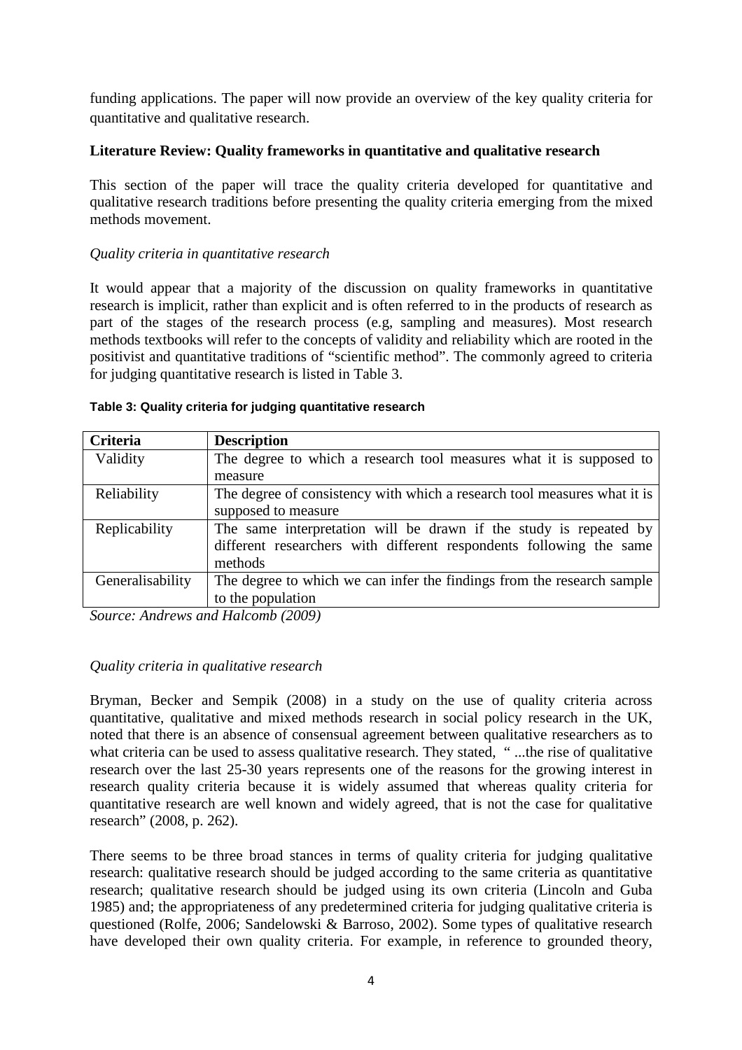funding applications. The paper will now provide an overview of the key quality criteria for quantitative and qualitative research.

**Literature Review: Quality frameworks in quantitative and qualitative research**

This section of the paper will trace the quality criteria developed for quantitative and qualitative research traditions before presenting the quality criteria emerging from the mixed methods movement.

*Quality criteria in quantitative research*

It would appear that a majority of the discussion on quality frameworks in quantitative research is implicit, rather than explicit and is often referred to in the products of research as part of the stages of the research process (e.g, sampling and measures). Most research methods textbooks will refer to the concepts of validity and reliability which are rooted in the positivist and quantitative traditions of "scientific method". The commonly agreed to criteria for judging quantitative research is listed in Table 3.

**Table 3: Quality criteria for judging quantitative research**

| Criteria | Description |
|---|---|
| Validity | The degree to which a research tool measures what it is supposed to measure |
| Reliability | The degree of consistency with which a research tool measures what it is supposed to measure |
| Replicability | The same interpretation will be drawn if the study is repeated by different researchers with different respondents following the same methods |
| Generalisability | The degree to which we can infer the findings from the research sample to the population |

*Source: Andrews and Halcomb (2009)*

*Quality criteria in qualitative research*

Bryman, Becker and Sempik (2008) in a study on the use of quality criteria across quantitative, qualitative and mixed methods research in social policy research in the UK, noted that there is an absence of consensual agreement between qualitative researchers as to what criteria can be used to assess qualitative research. They stated, " ...the rise of qualitative research over the last 25-30 years represents one of the reasons for the growing interest in research quality criteria because it is widely assumed that whereas quality criteria for quantitative research are well known and widely agreed, that is not the case for qualitative research" (2008, p. 262).

There seems to be three broad stances in terms of quality criteria for judging qualitative research: qualitative research should be judged according to the same criteria as quantitative research; qualitative research should be judged using its own criteria (Lincoln and Guba 1985) and; the appropriateness of any predetermined criteria for judging qualitative criteria is questioned (Rolfe, 2006; Sandelowski & Barroso, 2002). Some types of qualitative research have developed their own quality criteria. For example, in reference to grounded theory,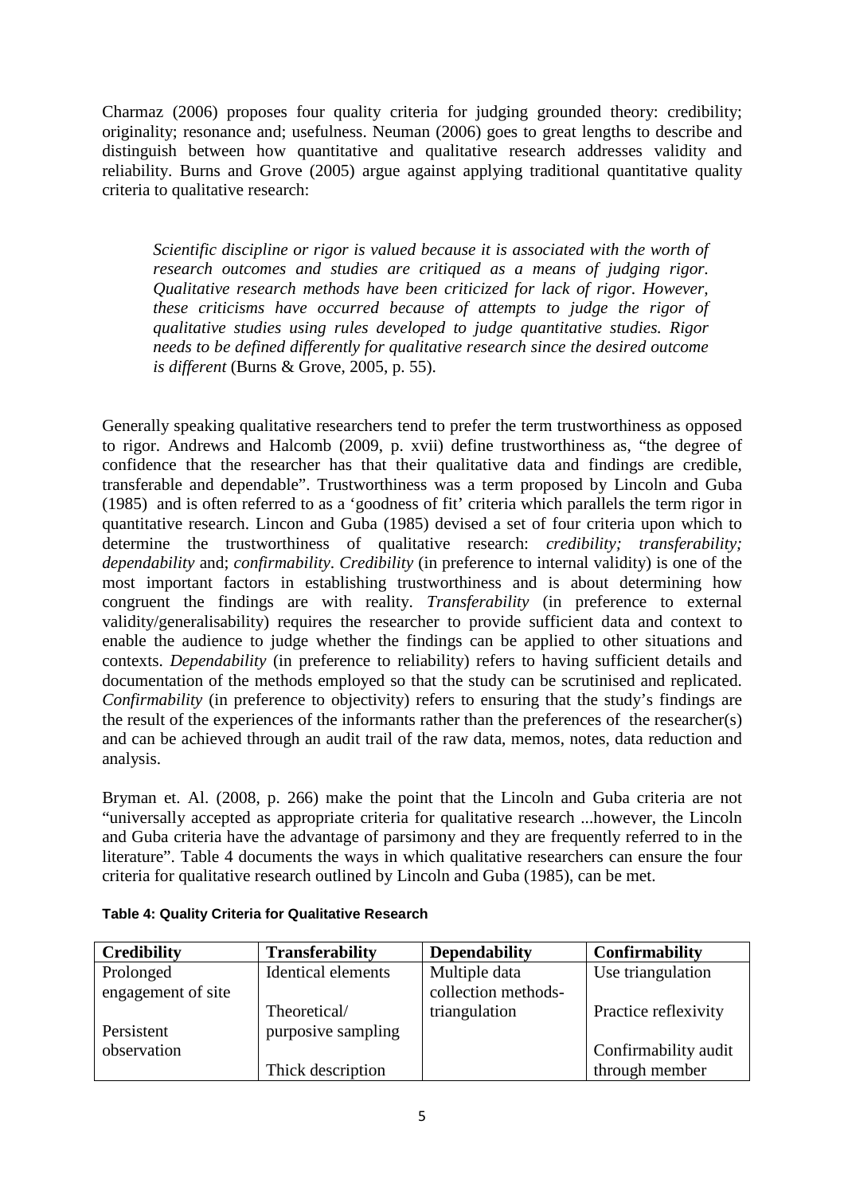Charmaz (2006) proposes four quality criteria for judging grounded theory: credibility; originality; resonance and; usefulness. Neuman (2006) goes to great lengths to describe and distinguish between how quantitative and qualitative research addresses validity and reliability. Burns and Grove (2005) argue against applying traditional quantitative quality criteria to qualitative research:

> *Scientific discipline or rigor is valued because it is associated with the worth of research outcomes and studies are critiqued as a means of judging rigor. Qualitative research methods have been criticized for lack of rigor. However, these criticisms have occurred because of attempts to judge the rigor of qualitative studies using rules developed to judge quantitative studies. Rigor needs to be defined differently for qualitative research since the desired outcome is different* (Burns & Grove, 2005, p. 55).

Generally speaking qualitative researchers tend to prefer the term trustworthiness as opposed to rigor. Andrews and Halcomb (2009, p. xvii) define trustworthiness as, "the degree of confidence that the researcher has that their qualitative data and findings are credible, transferable and dependable". Trustworthiness was a term proposed by Lincoln and Guba (1985) and is often referred to as a 'goodness of fit' criteria which parallels the term rigor in quantitative research. Lincon and Guba (1985) devised a set of four criteria upon which to determine the trustworthiness of qualitative research: *credibility; transferability; dependability* and; *confirmability*. *Credibility* (in preference to internal validity) is one of the most important factors in establishing trustworthiness and is about determining how congruent the findings are with reality. *Transferability* (in preference to external validity/generalisability) requires the researcher to provide sufficient data and context to enable the audience to judge whether the findings can be applied to other situations and contexts. *Dependability* (in preference to reliability) refers to having sufficient details and documentation of the methods employed so that the study can be scrutinised and replicated. *Confirmability* (in preference to objectivity) refers to ensuring that the study's findings are the result of the experiences of the informants rather than the preferences of the researcher(s) and can be achieved through an audit trail of the raw data, memos, notes, data reduction and analysis.

Bryman et. Al. (2008, p. 266) make the point that the Lincoln and Guba criteria are not "universally accepted as appropriate criteria for qualitative research ...however, the Lincoln and Guba criteria have the advantage of parsimony and they are frequently referred to in the literature". Table 4 documents the ways in which qualitative researchers can ensure the four criteria for qualitative research outlined by Lincoln and Guba (1985), can be met.

**Table 4: Quality Criteria for Qualitative Research**

| **Credibility** | **Transferability** | **Dependability** | **Confirmability** |
|---|---|---|---|
| Prolonged engagement of site<br><br>Persistent observation | Identical elements<br><br>Theoretical/ purposive sampling<br><br>Thick description | Multiple data collection methods- triangulation | Use triangulation<br><br>Practice reflexivity<br><br>Confirmability audit through member |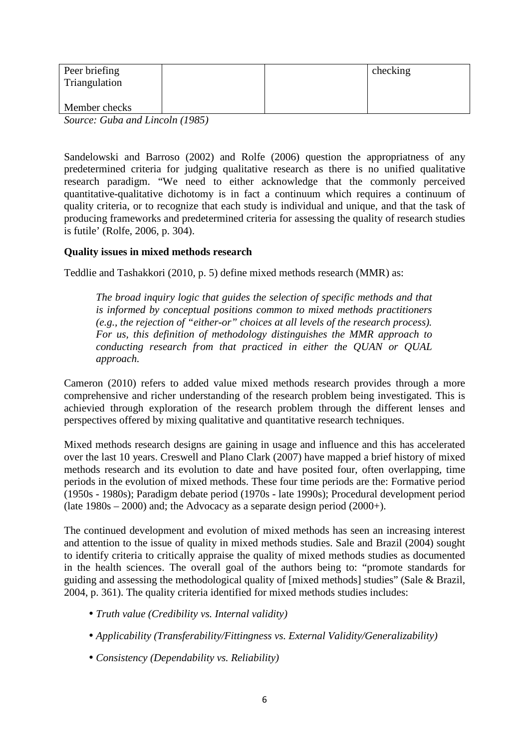| Peer briefing<br>Triangulation<br><br>Member checks | | | checking |
|---|---|---|---|

*Source: Guba and Lincoln (1985)*

Sandelowski and Barroso (2002) and Rolfe (2006) question the appropriatness of any predetermined criteria for judging qualitative research as there is no unified qualitative research paradigm. "We need to either acknowledge that the commonly perceived quantitative-qualitative dichotomy is in fact a continuum which requires a continuum of quality criteria, or to recognize that each study is individual and unique, and that the task of producing frameworks and predetermined criteria for assessing the quality of research studies is futile' (Rolfe, 2006, p. 304).

**Quality issues in mixed methods research**

Teddlie and Tashakkori (2010, p. 5) define mixed methods research (MMR) as:

> *The broad inquiry logic that guides the selection of specific methods and that is informed by conceptual positions common to mixed methods practitioners (e.g., the rejection of "either-or" choices at all levels of the research process). For us, this definition of methodology distinguishes the MMR approach to conducting research from that practiced in either the QUAN or QUAL approach.*

Cameron (2010) refers to added value mixed methods research provides through a more comprehensive and richer understanding of the research problem being investigated. This is achievied through exploration of the research problem through the different lenses and perspectives offered by mixing qualitative and quantitative research techniques.

Mixed methods research designs are gaining in usage and influence and this has accelerated over the last 10 years. Creswell and Plano Clark (2007) have mapped a brief history of mixed methods research and its evolution to date and have posited four, often overlapping, time periods in the evolution of mixed methods. These four time periods are the: Formative period (1950s - 1980s); Paradigm debate period (1970s - late 1990s); Procedural development period (late 1980s – 2000) and; the Advocacy as a separate design period (2000+).

The continued development and evolution of mixed methods has seen an increasing interest and attention to the issue of quality in mixed methods studies. Sale and Brazil (2004) sought to identify criteria to critically appraise the quality of mixed methods studies as documented in the health sciences. The overall goal of the authors being to: "promote standards for guiding and assessing the methodological quality of [mixed methods] studies" (Sale & Brazil, 2004, p. 361). The quality criteria identified for mixed methods studies includes:

- *Truth value (Credibility vs. Internal validity)*
- *Applicability (Transferability/Fittingness vs. External Validity/Generalizability)*
- *Consistency (Dependability vs. Reliability)*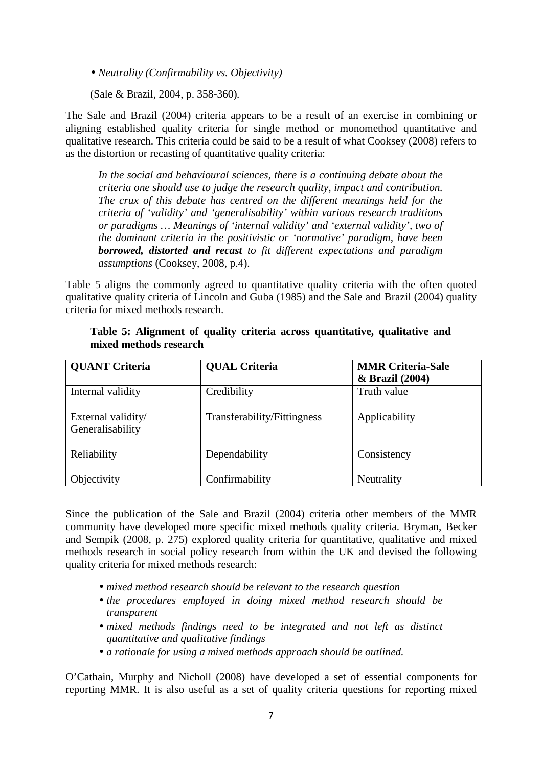- *Neutrality (Confirmability vs. Objectivity)*

(Sale & Brazil, 2004, p. 358-360).

The Sale and Brazil (2004) criteria appears to be a result of an exercise in combining or aligning established quality criteria for single method or monomethod quantitative and qualitative research. This criteria could be said to be a result of what Cooksey (2008) refers to as the distortion or recasting of quantitative quality criteria:

> *In the social and behavioural sciences, there is a continuing debate about the criteria one should use to judge the research quality, impact and contribution. The crux of this debate has centred on the different meanings held for the criteria of 'validity' and 'generalisability' within various research traditions or paradigms … Meanings of 'internal validity' and 'external validity', two of the dominant criteria in the positivistic or 'normative' paradigm, have been* ***borrowed, distorted and recast*** *to fit different expectations and paradigm assumptions* (Cooksey, 2008, p.4).

Table 5 aligns the commonly agreed to quantitative quality criteria with the often quoted qualitative quality criteria of Lincoln and Guba (1985) and the Sale and Brazil (2004) quality criteria for mixed methods research.

**Table 5: Alignment of quality criteria across quantitative, qualitative and mixed methods research**

| QUANT Criteria | QUAL Criteria | MMR Criteria-Sale & Brazil (2004) |
| --- | --- | --- |
| Internal validity | Credibility | Truth value |
| External validity/ Generalisability | Transferability/Fittingness | Applicability |
| Reliability | Dependability | Consistency |
| Objectivity | Confirmability | Neutrality |

Since the publication of the Sale and Brazil (2004) criteria other members of the MMR community have developed more specific mixed methods quality criteria. Bryman, Becker and Sempik (2008, p. 275) explored quality criteria for quantitative, qualitative and mixed methods research in social policy research from within the UK and devised the following quality criteria for mixed methods research:

- *mixed method research should be relevant to the research question*
- *the procedures employed in doing mixed method research should be transparent*
- *mixed methods findings need to be integrated and not left as distinct quantitative and qualitative findings*
- *a rationale for using a mixed methods approach should be outlined.*

O'Cathain, Murphy and Nicholl (2008) have developed a set of essential components for reporting MMR. It is also useful as a set of quality criteria questions for reporting mixed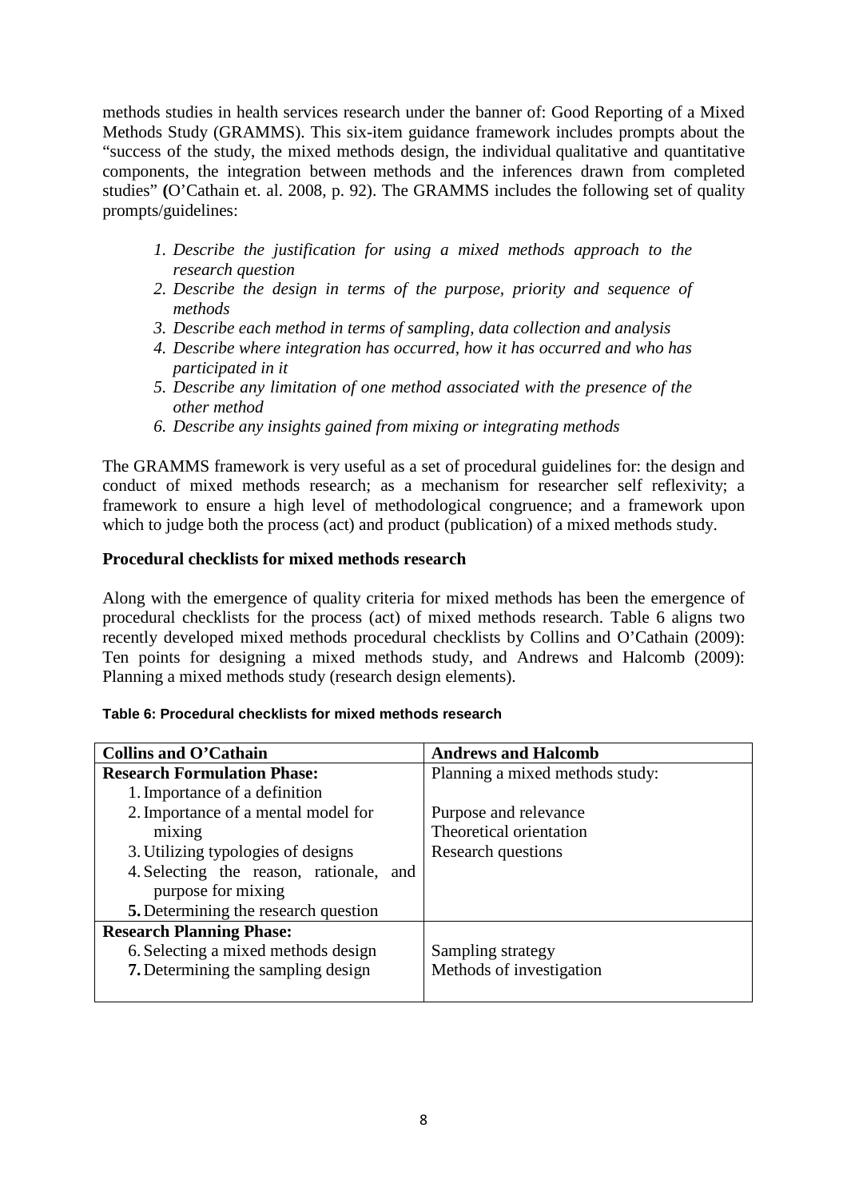methods studies in health services research under the banner of: Good Reporting of a Mixed Methods Study (GRAMMS). This six-item guidance framework includes prompts about the "success of the study, the mixed methods design, the individual qualitative and quantitative components, the integration between methods and the inferences drawn from completed studies" (O'Cathain et. al. 2008, p. 92). The GRAMMS includes the following set of quality prompts/guidelines:

1. *Describe the justification for using a mixed methods approach to the research question*
2. *Describe the design in terms of the purpose, priority and sequence of methods*
3. *Describe each method in terms of sampling, data collection and analysis*
4. *Describe where integration has occurred, how it has occurred and who has participated in it*
5. *Describe any limitation of one method associated with the presence of the other method*
6. *Describe any insights gained from mixing or integrating methods*

The GRAMMS framework is very useful as a set of procedural guidelines for: the design and conduct of mixed methods research; as a mechanism for researcher self reflexivity; a framework to ensure a high level of methodological congruence; and a framework upon which to judge both the process (act) and product (publication) of a mixed methods study.

### Procedural checklists for mixed methods research

Along with the emergence of quality criteria for mixed methods has been the emergence of procedural checklists for the process (act) of mixed methods research. Table 6 aligns two recently developed mixed methods procedural checklists by Collins and O'Cathain (2009): Ten points for designing a mixed methods study, and Andrews and Halcomb (2009): Planning a mixed methods study (research design elements).

**Table 6: Procedural checklists for mixed methods research**

| **Collins and O'Cathain** | **Andrews and Halcomb** |
|---|---|
| **Research Formulation Phase:**<br>1. Importance of a definition<br>2. Importance of a mental model for mixing<br>3. Utilizing typologies of designs<br>4. Selecting the reason, rationale, and purpose for mixing<br>**5.** Determining the research question | Planning a mixed methods study:<br><br>Purpose and relevance<br>Theoretical orientation<br>Research questions |
| **Research Planning Phase:**<br>6. Selecting a mixed methods design<br>**7.** Determining the sampling design | <br>Sampling strategy<br>Methods of investigation |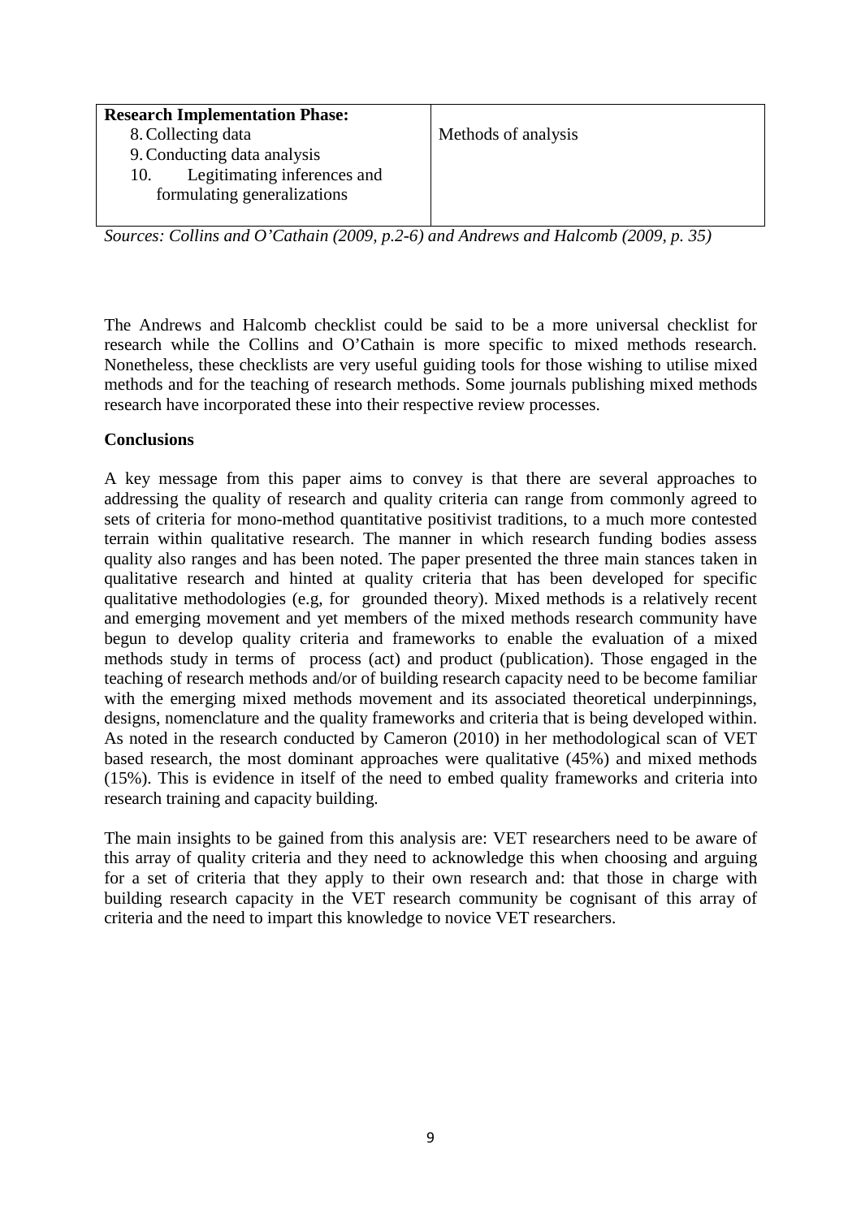| **Research Implementation Phase:**<br>8. Collecting data<br>9. Conducting data analysis<br>10. Legitimating inferences and formulating generalizations | Methods of analysis |
| --- | --- |

*Sources: Collins and O'Cathain (2009, p.2-6) and Andrews and Halcomb (2009, p. 35)*

The Andrews and Halcomb checklist could be said to be a more universal checklist for research while the Collins and O'Cathain is more specific to mixed methods research. Nonetheless, these checklists are very useful guiding tools for those wishing to utilise mixed methods and for the teaching of research methods. Some journals publishing mixed methods research have incorporated these into their respective review processes.

**Conclusions**

A key message from this paper aims to convey is that there are several approaches to addressing the quality of research and quality criteria can range from commonly agreed to sets of criteria for mono-method quantitative positivist traditions, to a much more contested terrain within qualitative research. The manner in which research funding bodies assess quality also ranges and has been noted. The paper presented the three main stances taken in qualitative research and hinted at quality criteria that has been developed for specific qualitative methodologies (e.g, for grounded theory). Mixed methods is a relatively recent and emerging movement and yet members of the mixed methods research community have begun to develop quality criteria and frameworks to enable the evaluation of a mixed methods study in terms of process (act) and product (publication). Those engaged in the teaching of research methods and/or of building research capacity need to be become familiar with the emerging mixed methods movement and its associated theoretical underpinnings, designs, nomenclature and the quality frameworks and criteria that is being developed within. As noted in the research conducted by Cameron (2010) in her methodological scan of VET based research, the most dominant approaches were qualitative (45%) and mixed methods (15%). This is evidence in itself of the need to embed quality frameworks and criteria into research training and capacity building.

The main insights to be gained from this analysis are: VET researchers need to be aware of this array of quality criteria and they need to acknowledge this when choosing and arguing for a set of criteria that they apply to their own research and: that those in charge with building research capacity in the VET research community be cognisant of this array of criteria and the need to impart this knowledge to novice VET researchers.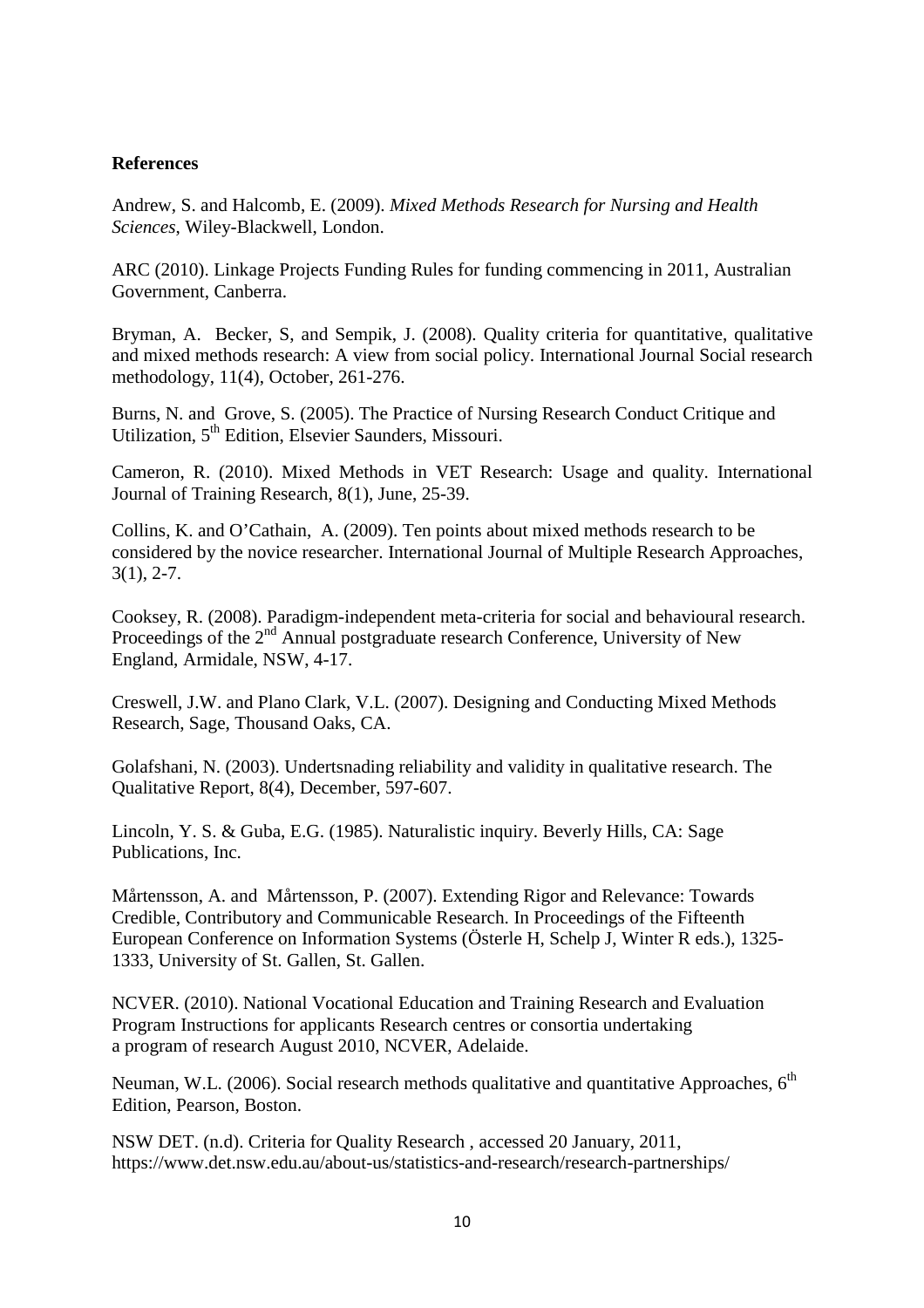**References**

Andrew, S. and Halcomb, E. (2009). *Mixed Methods Research for Nursing and Health Sciences*, Wiley-Blackwell, London.

ARC (2010). Linkage Projects Funding Rules for funding commencing in 2011, Australian Government, Canberra.

Bryman, A. Becker, S, and Sempik, J. (2008). Quality criteria for quantitative, qualitative and mixed methods research: A view from social policy. International Journal Social research methodology, 11(4), October, 261-276.

Burns, N. and Grove, S. (2005). The Practice of Nursing Research Conduct Critique and Utilization, 5th Edition, Elsevier Saunders, Missouri.

Cameron, R. (2010). Mixed Methods in VET Research: Usage and quality. International Journal of Training Research, 8(1), June, 25-39.

Collins, K. and O'Cathain, A. (2009). Ten points about mixed methods research to be considered by the novice researcher. International Journal of Multiple Research Approaches, 3(1), 2-7.

Cooksey, R. (2008). Paradigm-independent meta-criteria for social and behavioural research. Proceedings of the 2nd Annual postgraduate research Conference, University of New England, Armidale, NSW, 4-17.

Creswell, J.W. and Plano Clark, V.L. (2007). Designing and Conducting Mixed Methods Research, Sage, Thousand Oaks, CA.

Golafshani, N. (2003). Undertsnading reliability and validity in qualitative research. The Qualitative Report, 8(4), December, 597-607.

Lincoln, Y. S. & Guba, E.G. (1985). Naturalistic inquiry. Beverly Hills, CA: Sage Publications, Inc.

Mårtensson, A. and Mårtensson, P. (2007). Extending Rigor and Relevance: Towards Credible, Contributory and Communicable Research. In Proceedings of the Fifteenth European Conference on Information Systems (Österle H, Schelp J, Winter R eds.), 1325-1333, University of St. Gallen, St. Gallen.

NCVER. (2010). National Vocational Education and Training Research and Evaluation Program Instructions for applicants Research centres or consortia undertaking a program of research August 2010, NCVER, Adelaide.

Neuman, W.L. (2006). Social research methods qualitative and quantitative Approaches, 6th Edition, Pearson, Boston.

NSW DET. (n.d). Criteria for Quality Research , accessed 20 January, 2011, https://www.det.nsw.edu.au/about-us/statistics-and-research/research-partnerships/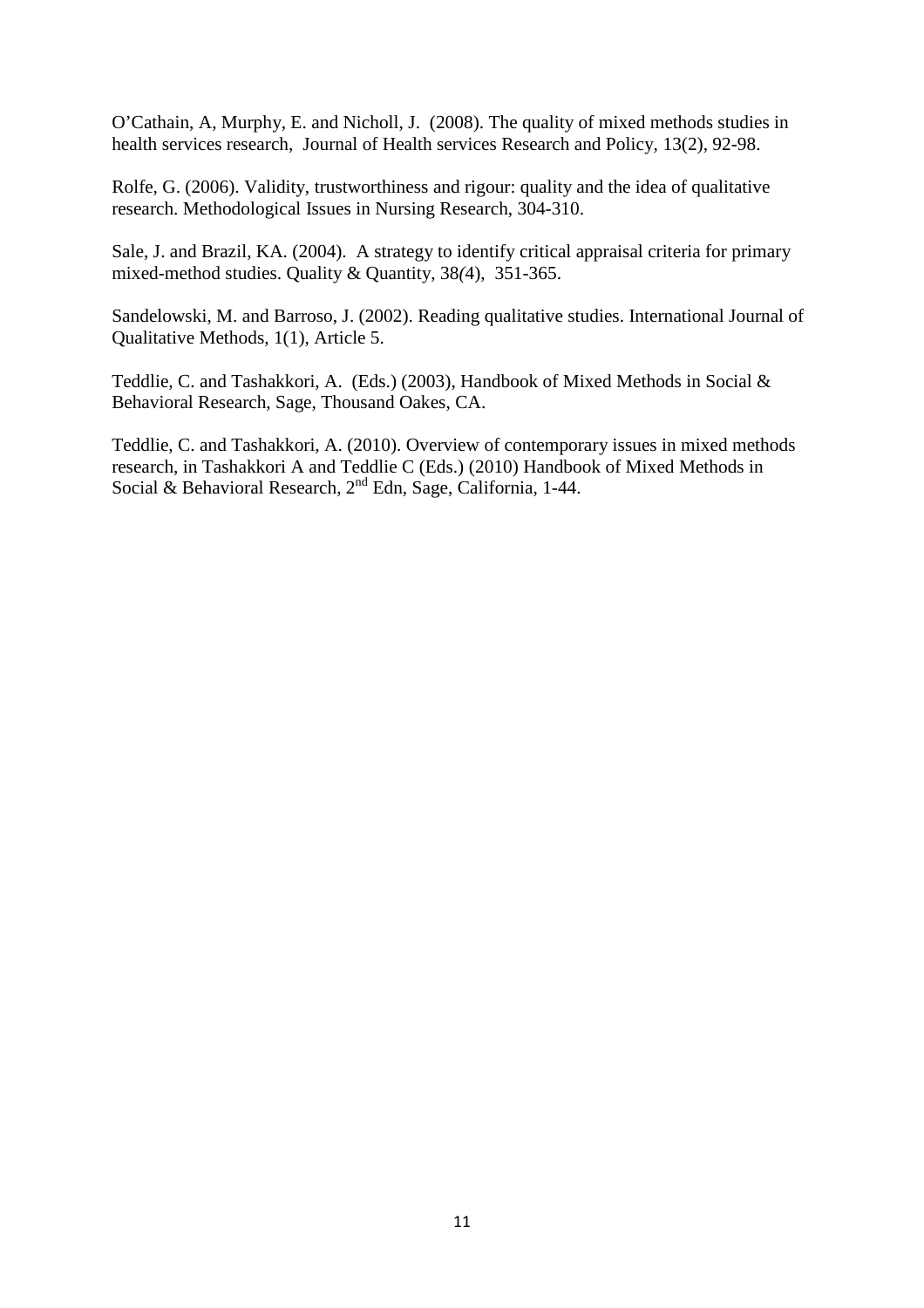O'Cathain, A, Murphy, E. and Nicholl, J. (2008). The quality of mixed methods studies in health services research, Journal of Health services Research and Policy, 13(2), 92-98.

Rolfe, G. (2006). Validity, trustworthiness and rigour: quality and the idea of qualitative research. Methodological Issues in Nursing Research, 304-310.

Sale, J. and Brazil, KA. (2004). A strategy to identify critical appraisal criteria for primary mixed-method studies. Quality & Quantity, 38(4), 351-365.

Sandelowski, M. and Barroso, J. (2002). Reading qualitative studies. International Journal of Qualitative Methods, 1(1), Article 5.

Teddlie, C. and Tashakkori, A. (Eds.) (2003), Handbook of Mixed Methods in Social & Behavioral Research, Sage, Thousand Oakes, CA.

Teddlie, C. and Tashakkori, A. (2010). Overview of contemporary issues in mixed methods research, in Tashakkori A and Teddlie C (Eds.) (2010) Handbook of Mixed Methods in Social & Behavioral Research, 2nd Edn, Sage, California, 1-44.